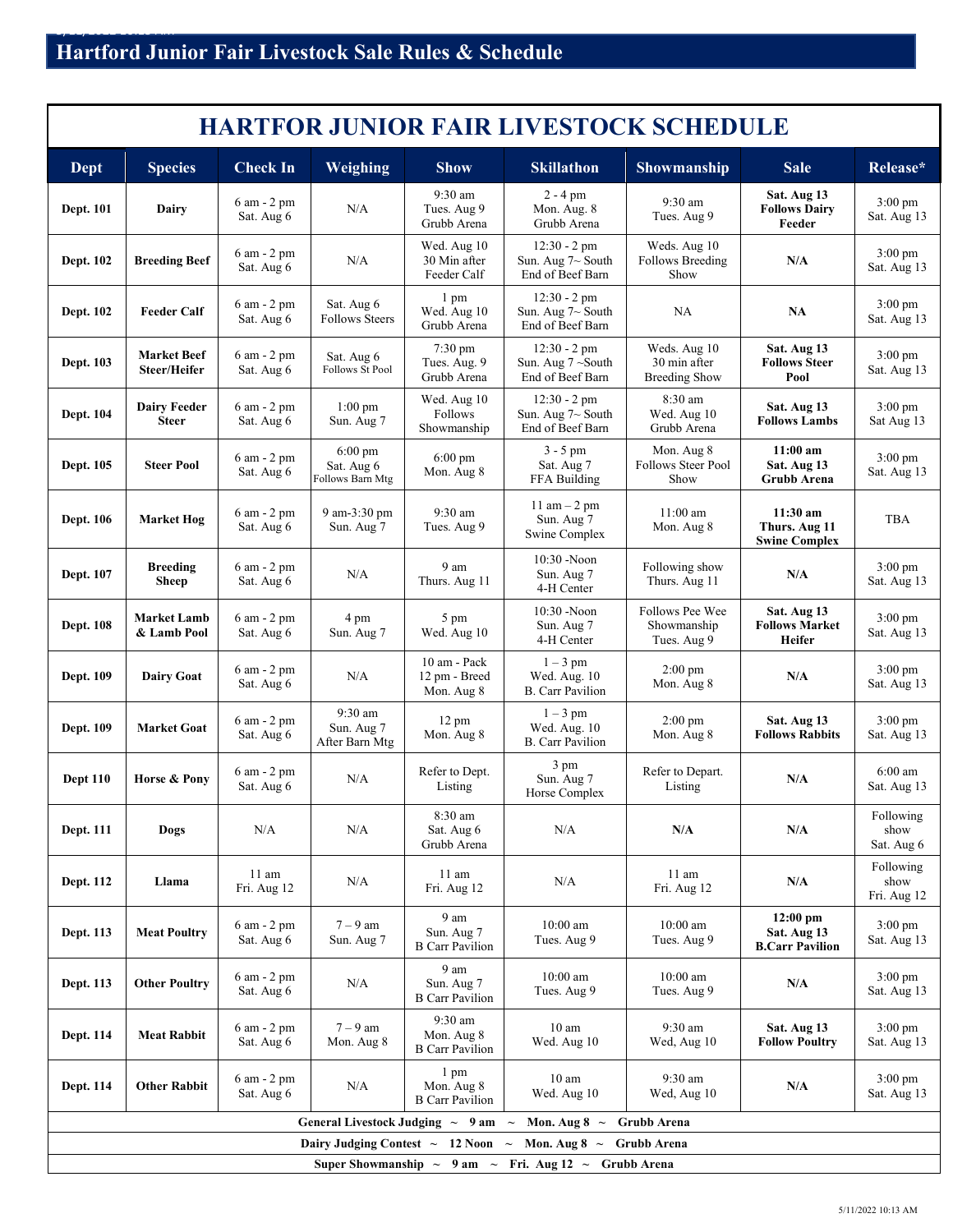# Hartford Junior Fair Livestock Sale Rules & Schedule

## HARTFOR JUNIOR FAIR LIVESTOCK SCHEDULE

| Dept | Species | Check In | Weighing | Show | Skillathon | Showmanship | Sale | Release* |
|---|---|---|---|---|---|---|---|---|
| **Dept. 101** | **Dairy** | 6 am - 2 pm Sat. Aug 6 | N/A | 9:30 am Tues. Aug 9 Grubb Arena | 2 - 4 pm Mon. Aug. 8 Grubb Arena | 9:30 am Tues. Aug 9 | **Sat. Aug 13 Follows Dairy Feeder** | 3:00 pm Sat. Aug 13 |
| **Dept. 102** | **Breeding Beef** | 6 am - 2 pm Sat. Aug 6 | N/A | Wed. Aug 10 30 Min after Feeder Calf | 12:30 - 2 pm Sun. Aug 7~ South End of Beef Barn | Weds. Aug 10 Follows Breeding Show | **N/A** | 3:00 pm Sat. Aug 13 |
| **Dept. 102** | **Feeder Calf** | 6 am - 2 pm Sat. Aug 6 | Sat. Aug 6 Follows Steers | 1 pm Wed. Aug 10 Grubb Arena | 12:30 - 2 pm Sun. Aug 7~ South End of Beef Barn | NA | **NA** | 3:00 pm Sat. Aug 13 |
| **Dept. 103** | **Market Beef Steer/Heifer** | 6 am - 2 pm Sat. Aug 6 | Sat. Aug 6 Follows St Pool | 7:30 pm Tues. Aug. 9 Grubb Arena | 12:30 - 2 pm Sun. Aug 7 ~South End of Beef Barn | Weds. Aug 10 30 min after Breeding Show | **Sat. Aug 13 Follows Steer Pool** | 3:00 pm Sat. Aug 13 |
| **Dept. 104** | **Dairy Feeder Steer** | 6 am - 2 pm Sat. Aug 6 | 1:00 pm Sun. Aug 7 | Wed. Aug 10 Follows Showmanship | 12:30 - 2 pm Sun. Aug 7~ South End of Beef Barn | 8:30 am Wed. Aug 10 Grubb Arena | **Sat. Aug 13 Follows Lambs** | 3:00 pm Sat Aug 13 |
| **Dept. 105** | **Steer Pool** | 6 am - 2 pm Sat. Aug 6 | 6:00 pm Sat. Aug 6 Follows Barn Mtg | 6:00 pm Mon. Aug 8 | 3 - 5 pm Sat. Aug 7 FFA Building | Mon. Aug 8 Follows Steer Pool Show | **11:00 am Sat. Aug 13 Grubb Arena** | 3:00 pm Sat. Aug 13 |
| **Dept. 106** | **Market Hog** | 6 am - 2 pm Sat. Aug 6 | 9 am-3:30 pm Sun. Aug 7 | 9:30 am Tues. Aug 9 | 11 am – 2 pm Sun. Aug 7 Swine Complex | 11:00 am Mon. Aug 8 | **11:30 am Thurs. Aug 11 Swine Complex** | TBA |
| **Dept. 107** | **Breeding Sheep** | 6 am - 2 pm Sat. Aug 6 | N/A | 9 am Thurs. Aug 11 | 10:30 -Noon Sun. Aug 7 4-H Center | Following show Thurs. Aug 11 | **N/A** | 3:00 pm Sat. Aug 13 |
| **Dept. 108** | **Market Lamb & Lamb Pool** | 6 am - 2 pm Sat. Aug 6 | 4 pm Sun. Aug 7 | 5 pm Wed. Aug 10 | 10:30 -Noon Sun. Aug 7 4-H Center | Follows Pee Wee Showmanship Tues. Aug 9 | **Sat. Aug 13 Follows Market Heifer** | 3:00 pm Sat. Aug 13 |
| **Dept. 109** | **Dairy Goat** | 6 am - 2 pm Sat. Aug 6 | N/A | 10 am - Pack 12 pm - Breed Mon. Aug 8 | 1 – 3 pm Wed. Aug. 10 B. Carr Pavilion | 2:00 pm Mon. Aug 8 | **N/A** | 3:00 pm Sat. Aug 13 |
| **Dept. 109** | **Market Goat** | 6 am - 2 pm Sat. Aug 6 | 9:30 am Sun. Aug 7 After Barn Mtg | 12 pm Mon. Aug 8 | 1 – 3 pm Wed. Aug. 10 B. Carr Pavilion | 2:00 pm Mon. Aug 8 | **Sat. Aug 13 Follows Rabbits** | 3:00 pm Sat. Aug 13 |
| **Dept 110** | **Horse & Pony** | 6 am - 2 pm Sat. Aug 6 | N/A | Refer to Dept. Listing | 3 pm Sun. Aug 7 Horse Complex | Refer to Depart. Listing | **N/A** | 6:00 am Sat. Aug 13 |
| **Dept. 111** | **Dogs** | N/A | N/A | 8:30 am Sat. Aug 6 Grubb Arena | N/A | **N/A** | **N/A** | Following show Sat. Aug 6 |
| **Dept. 112** | **Llama** | 11 am Fri. Aug 12 | N/A | 11 am Fri. Aug 12 | N/A | 11 am Fri. Aug 12 | **N/A** | Following show Fri. Aug 12 |
| **Dept. 113** | **Meat Poultry** | 6 am - 2 pm Sat. Aug 6 | 7 – 9 am Sun. Aug 7 | 9 am Sun. Aug 7 B Carr Pavilion | 10:00 am Tues. Aug 9 | 10:00 am Tues. Aug 9 | **12:00 pm Sat. Aug 13 B.Carr Pavilion** | 3:00 pm Sat. Aug 13 |
| **Dept. 113** | **Other Poultry** | 6 am - 2 pm Sat. Aug 6 | N/A | 9 am Sun. Aug 7 B Carr Pavilion | 10:00 am Tues. Aug 9 | 10:00 am Tues. Aug 9 | **N/A** | 3:00 pm Sat. Aug 13 |
| **Dept. 114** | **Meat Rabbit** | 6 am - 2 pm Sat. Aug 6 | 7 – 9 am Mon. Aug 8 | 9:30 am Mon. Aug 8 B Carr Pavilion | 10 am Wed. Aug 10 | 9:30 am Wed, Aug 10 | **Sat. Aug 13 Follow Poultry** | 3:00 pm Sat. Aug 13 |
| **Dept. 114** | **Other Rabbit** | 6 am - 2 pm Sat. Aug 6 | N/A | 1 pm Mon. Aug 8 B Carr Pavilion | 10 am Wed. Aug 10 | 9:30 am Wed, Aug 10 | **N/A** | 3:00 pm Sat. Aug 13 |

**General Livestock Judging ~ 9 am ~ Mon. Aug 8 ~ Grubb Arena**

**Dairy Judging Contest ~ 12 Noon ~ Mon. Aug 8 ~ Grubb Arena**

**Super Showmanship ~ 9 am ~ Fri. Aug 12 ~ Grubb Arena**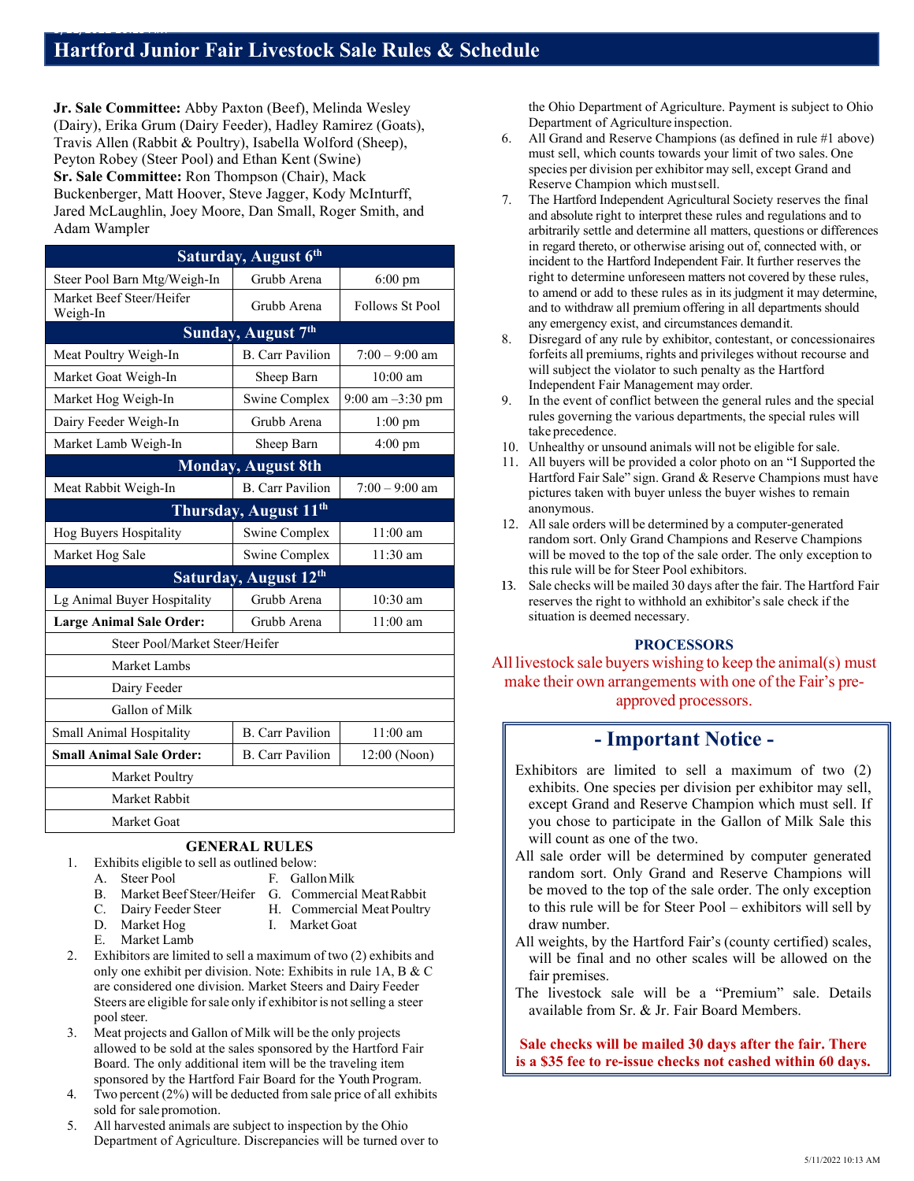# Hartford Junior Fair Livestock Sale Rules & Schedule

**Jr. Sale Committee:** Abby Paxton (Beef), Melinda Wesley (Dairy), Erika Grum (Dairy Feeder), Hadley Ramirez (Goats), Travis Allen (Rabbit & Poultry), Isabella Wolford (Sheep), Peyton Robey (Steer Pool) and Ethan Kent (Swine)
**Sr. Sale Committee:** Ron Thompson (Chair), Mack Buckenberger, Matt Hoover, Steve Jagger, Kody McInturff, Jared McLaughlin, Joey Moore, Dan Small, Roger Smith, and Adam Wampler

| Saturday, August 6th | | |
|---|---|---|
| Steer Pool Barn Mtg/Weigh-In | Grubb Arena | 6:00 pm |
| Market Beef Steer/Heifer Weigh-In | Grubb Arena | Follows St Pool |
| **Sunday, August 7th** | | |
| Meat Poultry Weigh-In | B. Carr Pavilion | 7:00 – 9:00 am |
| Market Goat Weigh-In | Sheep Barn | 10:00 am |
| Market Hog Weigh-In | Swine Complex | 9:00 am –3:30 pm |
| Dairy Feeder Weigh-In | Grubb Arena | 1:00 pm |
| Market Lamb Weigh-In | Sheep Barn | 4:00 pm |
| **Monday, August 8th** | | |
| Meat Rabbit Weigh-In | B. Carr Pavilion | 7:00 – 9:00 am |
| **Thursday, August 11th** | | |
| Hog Buyers Hospitality | Swine Complex | 11:00 am |
| Market Hog Sale | Swine Complex | 11:30 am |
| **Saturday, August 12th** | | |
| Lg Animal Buyer Hospitality | Grubb Arena | 10:30 am |
| **Large Animal Sale Order:** | Grubb Arena | 11:00 am |
| Steer Pool/Market Steer/Heifer | | |
| Market Lambs | | |
| Dairy Feeder | | |
| Gallon of Milk | | |
| Small Animal Hospitality | B. Carr Pavilion | 11:00 am |
| **Small Animal Sale Order:** | B. Carr Pavilion | 12:00 (Noon) |
| Market Poultry | | |
| Market Rabbit | | |
| Market Goat | | |

## GENERAL RULES

1. Exhibits eligible to sell as outlined below:
   - A. Steer Pool
   - B. Market Beef Steer/Heifer
   - C. Dairy Feeder Steer
   - D. Market Hog
   - E. Market Lamb
   - F. Gallon Milk
   - G. Commercial Meat Rabbit
   - H. Commercial Meat Poultry
   - I. Market Goat
2. Exhibitors are limited to sell a maximum of two (2) exhibits and only one exhibit per division. Note: Exhibits in rule 1A, B & C are considered one division. Market Steers and Dairy Feeder Steers are eligible for sale only if exhibitor is not selling a steer pool steer.
3. Meat projects and Gallon of Milk will be the only projects allowed to be sold at the sales sponsored by the Hartford Fair Board. The only additional item will be the traveling item sponsored by the Hartford Fair Board for the Youth Program.
4. Two percent (2%) will be deducted from sale price of all exhibits sold for sale promotion.
5. All harvested animals are subject to inspection by the Ohio Department of Agriculture. Discrepancies will be turned over to the Ohio Department of Agriculture. Payment is subject to Ohio Department of Agriculture inspection.
6. All Grand and Reserve Champions (as defined in rule #1 above) must sell, which counts towards your limit of two sales. One species per division per exhibitor may sell, except Grand and Reserve Champion which must sell.
7. The Hartford Independent Agricultural Society reserves the final and absolute right to interpret these rules and regulations and to arbitrarily settle and determine all matters, questions or differences in regard thereto, or otherwise arising out of, connected with, or incident to the Hartford Independent Fair. It further reserves the right to determine unforeseen matters not covered by these rules, to amend or add to these rules as in its judgment it may determine, and to withdraw all premium offering in all departments should any emergency exist, and circumstances demand it.
8. Disregard of any rule by exhibitor, contestant, or concessionaires forfeits all premiums, rights and privileges without recourse and will subject the violator to such penalty as the Hartford Independent Fair Management may order.
9. In the event of conflict between the general rules and the special rules governing the various departments, the special rules will take precedence.
10. Unhealthy or unsound animals will not be eligible for sale.
11. All buyers will be provided a color photo on an "I Supported the Hartford Fair Sale" sign. Grand & Reserve Champions must have pictures taken with buyer unless the buyer wishes to remain anonymous.
12. All sale orders will be determined by a computer-generated random sort. Only Grand Champions and Reserve Champions will be moved to the top of the sale order. The only exception to this rule will be for Steer Pool exhibitors.
13. Sale checks will be mailed 30 days after the fair. The Hartford Fair reserves the right to withhold an exhibitor's sale check if the situation is deemed necessary.

### PROCESSORS

All livestock sale buyers wishing to keep the animal(s) must make their own arrangements with one of the Fair's pre-approved processors.

## - Important Notice -

Exhibitors are limited to sell a maximum of two (2) exhibits. One species per division per exhibitor may sell, except Grand and Reserve Champion which must sell. If you chose to participate in the Gallon of Milk Sale this will count as one of the two.

All sale order will be determined by computer generated random sort. Only Grand and Reserve Champions will be moved to the top of the sale order. The only exception to this rule will be for Steer Pool – exhibitors will sell by draw number.

All weights, by the Hartford Fair's (county certified) scales, will be final and no other scales will be allowed on the fair premises.

The livestock sale will be a "Premium" sale. Details available from Sr. & Jr. Fair Board Members.

**Sale checks will be mailed 30 days after the fair. There is a $35 fee to re-issue checks not cashed within 60 days.**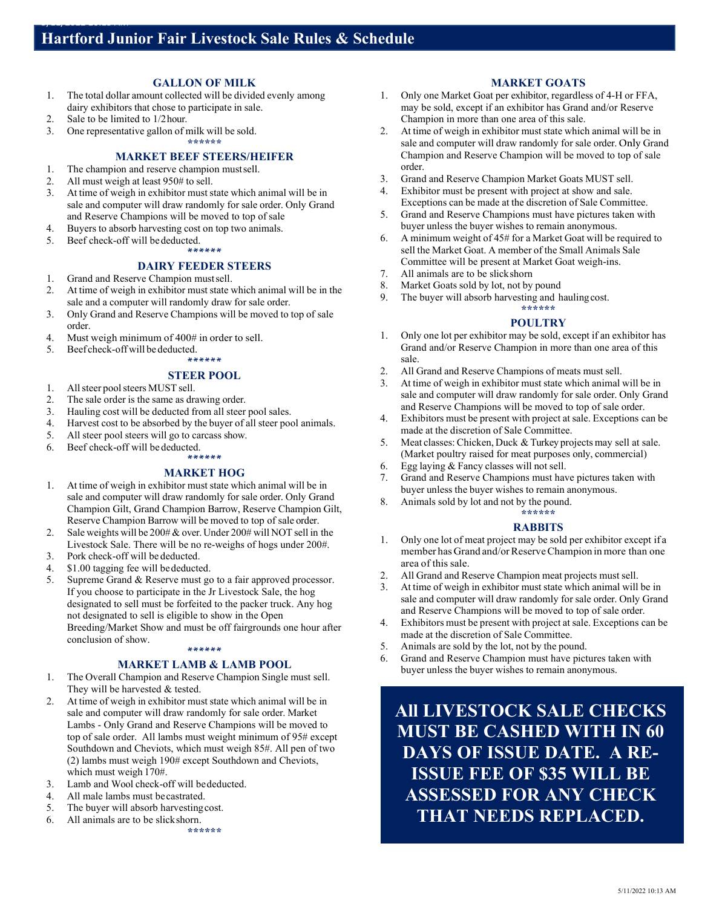# Hartford Junior Fair Livestock Sale Rules & Schedule

## GALLON OF MILK

1. The total dollar amount collected will be divided evenly among dairy exhibitors that chose to participate in sale.
2. Sale to be limited to 1/2 hour.
3. One representative gallon of milk will be sold.

******

## MARKET BEEF STEERS/HEIFER

1. The champion and reserve champion must sell.
2. All must weigh at least 950# to sell.
3. At time of weigh in exhibitor must state which animal will be in sale and computer will draw randomly for sale order. Only Grand and Reserve Champions will be moved to top of sale
4. Buyers to absorb harvesting cost on top two animals.
5. Beef check-off will be deducted.

******

## DAIRY FEEDER STEERS

1. Grand and Reserve Champion must sell.
2. At time of weigh in exhibitor must state which animal will be in the sale and a computer will randomly draw for sale order.
3. Only Grand and Reserve Champions will be moved to top of sale order.
4. Must weigh minimum of 400# in order to sell.
5. Beef check-off will be deducted.

******

## STEER POOL

1. All steer pool steers MUST sell.
2. The sale order is the same as drawing order.
3. Hauling cost will be deducted from all steer pool sales.
4. Harvest cost to be absorbed by the buyer of all steer pool animals.
5. All steer pool steers will go to carcass show.
6. Beef check-off will be deducted.

******

## MARKET HOG

1. At time of weigh in exhibitor must state which animal will be in sale and computer will draw randomly for sale order. Only Grand Champion Gilt, Grand Champion Barrow, Reserve Champion Gilt, Reserve Champion Barrow will be moved to top of sale order.
2. Sale weights will be 200# & over. Under 200# will NOT sell in the Livestock Sale. There will be no re-weighs of hogs under 200#.
3. Pork check-off will be deducted.
4. $1.00 tagging fee will be deducted.
5. Supreme Grand & Reserve must go to a fair approved processor. If you choose to participate in the Jr Livestock Sale, the hog designated to sell must be forfeited to the packer truck. Any hog not designated to sell is eligible to show in the Open Breeding/Market Show and must be off fairgrounds one hour after conclusion of show.

******

## MARKET LAMB & LAMB POOL

1. The Overall Champion and Reserve Champion Single must sell. They will be harvested & tested.
2. At time of weigh in exhibitor must state which animal will be in sale and computer will draw randomly for sale order. Market Lambs - Only Grand and Reserve Champions will be moved to top of sale order. All lambs must weight minimum of 95# except Southdown and Cheviots, which must weigh 85#. All pen of two (2) lambs must weigh 190# except Southdown and Cheviots, which must weigh 170#.
3. Lamb and Wool check-off will be deducted.
4. All male lambs must be castrated.
5. The buyer will absorb harvesting cost.
6. All animals are to be slick shorn.

******

## MARKET GOATS

1. Only one Market Goat per exhibitor, regardless of 4-H or FFA, may be sold, except if an exhibitor has Grand and/or Reserve Champion in more than one area of this sale.
2. At time of weigh in exhibitor must state which animal will be in sale and computer will draw randomly for sale order. Only Grand Champion and Reserve Champion will be moved to top of sale order.
3. Grand and Reserve Champion Market Goats MUST sell.
4. Exhibitor must be present with project at show and sale. Exceptions can be made at the discretion of Sale Committee.
5. Grand and Reserve Champions must have pictures taken with buyer unless the buyer wishes to remain anonymous.
6. A minimum weight of 45# for a Market Goat will be required to sell the Market Goat. A member of the Small Animals Sale Committee will be present at Market Goat weigh-ins.
7. All animals are to be slick shorn
8. Market Goats sold by lot, not by pound
9. The buyer will absorb harvesting and hauling cost.

******

## POULTRY

1. Only one lot per exhibitor may be sold, except if an exhibitor has Grand and/or Reserve Champion in more than one area of this sale.
2. All Grand and Reserve Champions of meats must sell.
3. At time of weigh in exhibitor must state which animal will be in sale and computer will draw randomly for sale order. Only Grand and Reserve Champions will be moved to top of sale order.
4. Exhibitors must be present with project at sale. Exceptions can be made at the discretion of Sale Committee.
5. Meat classes: Chicken, Duck & Turkey projects may sell at sale. (Market poultry raised for meat purposes only, commercial)
6. Egg laying & Fancy classes will not sell.
7. Grand and Reserve Champions must have pictures taken with buyer unless the buyer wishes to remain anonymous.
8. Animals sold by lot and not by the pound.

******

## RABBITS

1. Only one lot of meat project may be sold per exhibitor except if a member has Grand and/or Reserve Champion in more than one area of this sale.
2. All Grand and Reserve Champion meat projects must sell.
3. At time of weigh in exhibitor must state which animal will be in sale and computer will draw randomly for sale order. Only Grand and Reserve Champions will be moved to top of sale order.
4. Exhibitors must be present with project at sale. Exceptions can be made at the discretion of Sale Committee.
5. Animals are sold by the lot, not by the pound.
6. Grand and Reserve Champion must have pictures taken with buyer unless the buyer wishes to remain anonymous.

**All LIVESTOCK SALE CHECKS MUST BE CASHED WITH IN 60 DAYS OF ISSUE DATE. A RE-ISSUE FEE OF $35 WILL BE ASSESSED FOR ANY CHECK THAT NEEDS REPLACED.**